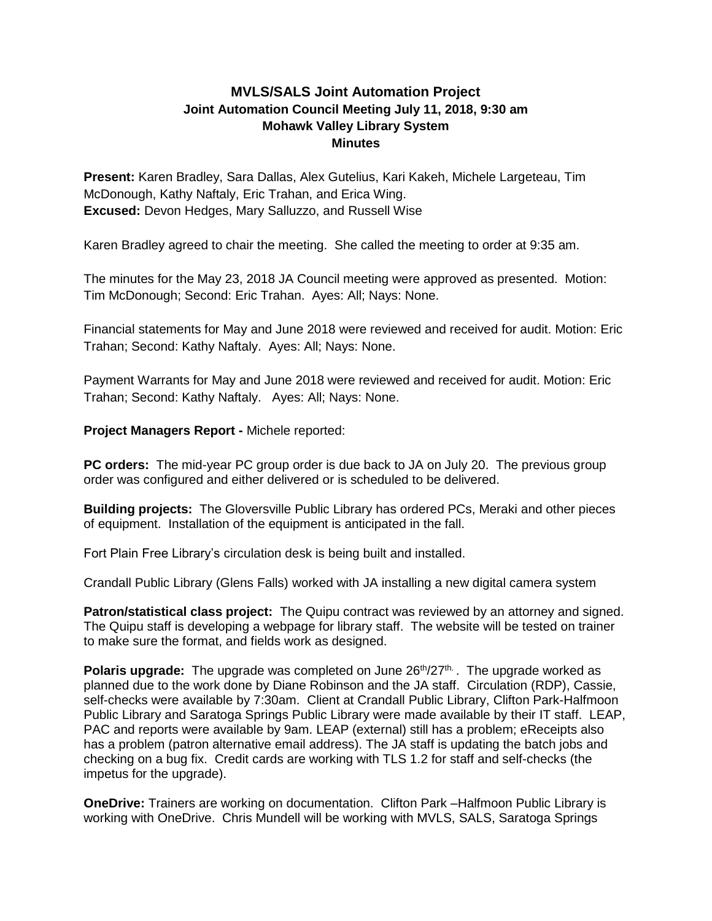# MVLS/SALS Joint Automation Project
## Joint Automation Council Meeting July 11, 2018, 9:30 am
## Mohawk Valley Library System
## Minutes

**Present:** Karen Bradley, Sara Dallas, Alex Gutelius, Kari Kakeh, Michele Largeteau, Tim McDonough, Kathy Naftaly, Eric Trahan, and Erica Wing.
**Excused:** Devon Hedges, Mary Salluzzo, and Russell Wise

Karen Bradley agreed to chair the meeting. She called the meeting to order at 9:35 am.

The minutes for the May 23, 2018 JA Council meeting were approved as presented. Motion: Tim McDonough; Second: Eric Trahan. Ayes: All; Nays: None.

Financial statements for May and June 2018 were reviewed and received for audit. Motion: Eric Trahan; Second: Kathy Naftaly. Ayes: All; Nays: None.

Payment Warrants for May and June 2018 were reviewed and received for audit. Motion: Eric Trahan; Second: Kathy Naftaly. Ayes: All; Nays: None.

**Project Managers Report -** Michele reported:

**PC orders:** The mid-year PC group order is due back to JA on July 20. The previous group order was configured and either delivered or is scheduled to be delivered.

**Building projects:** The Gloversville Public Library has ordered PCs, Meraki and other pieces of equipment. Installation of the equipment is anticipated in the fall.

Fort Plain Free Library's circulation desk is being built and installed.

Crandall Public Library (Glens Falls) worked with JA installing a new digital camera system

**Patron/statistical class project:** The Quipu contract was reviewed by an attorney and signed. The Quipu staff is developing a webpage for library staff. The website will be tested on trainer to make sure the format, and fields work as designed.

**Polaris upgrade:** The upgrade was completed on June 26th/27th. . The upgrade worked as planned due to the work done by Diane Robinson and the JA staff. Circulation (RDP), Cassie, self-checks were available by 7:30am. Client at Crandall Public Library, Clifton Park-Halfmoon Public Library and Saratoga Springs Public Library were made available by their IT staff. LEAP, PAC and reports were available by 9am. LEAP (external) still has a problem; eReceipts also has a problem (patron alternative email address). The JA staff is updating the batch jobs and checking on a bug fix. Credit cards are working with TLS 1.2 for staff and self-checks (the impetus for the upgrade).

**OneDrive:** Trainers are working on documentation. Clifton Park –Halfmoon Public Library is working with OneDrive. Chris Mundell will be working with MVLS, SALS, Saratoga Springs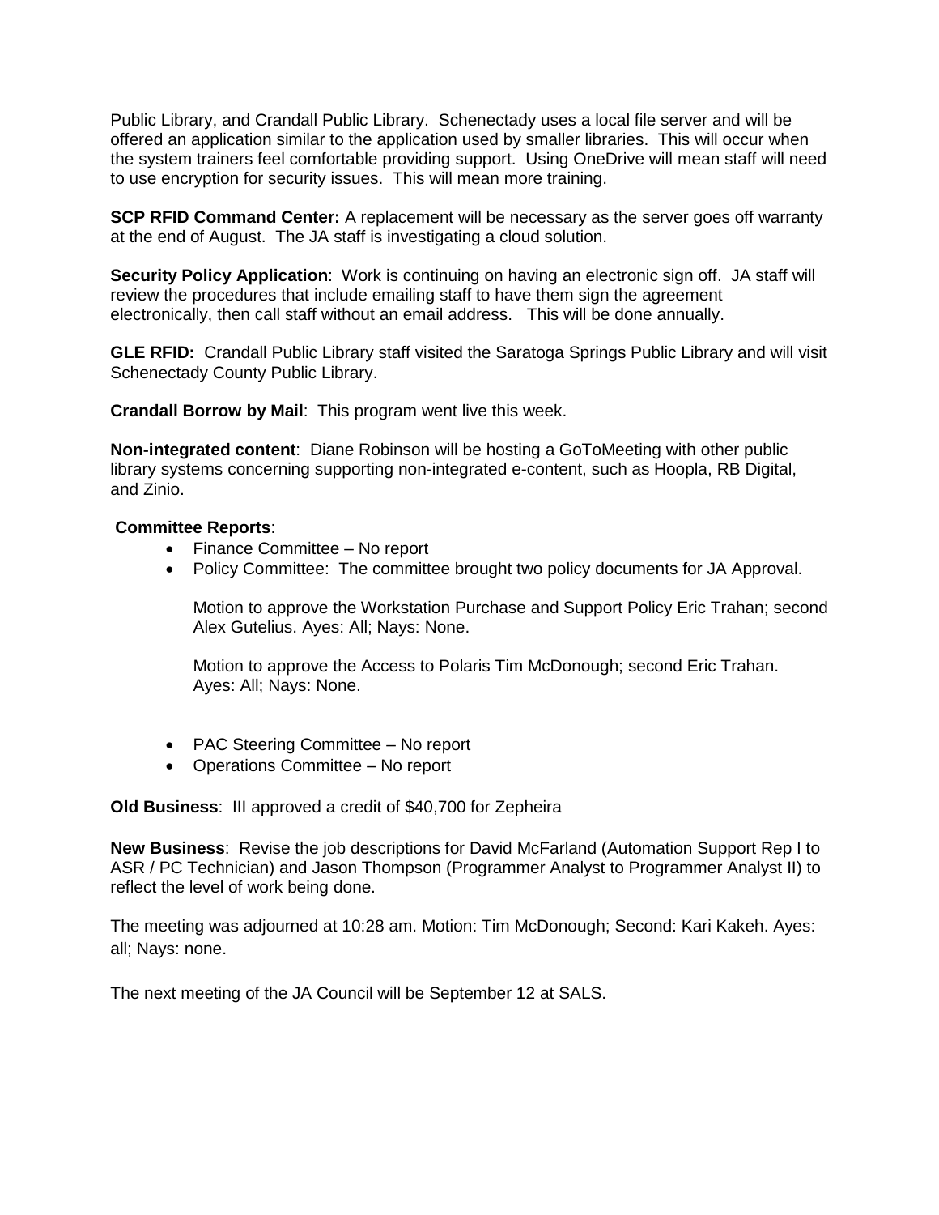Public Library, and Crandall Public Library. Schenectady uses a local file server and will be offered an application similar to the application used by smaller libraries. This will occur when the system trainers feel comfortable providing support. Using OneDrive will mean staff will need to use encryption for security issues. This will mean more training.

**SCP RFID Command Center:** A replacement will be necessary as the server goes off warranty at the end of August. The JA staff is investigating a cloud solution.

**Security Policy Application**: Work is continuing on having an electronic sign off. JA staff will review the procedures that include emailing staff to have them sign the agreement electronically, then call staff without an email address. This will be done annually.

**GLE RFID:** Crandall Public Library staff visited the Saratoga Springs Public Library and will visit Schenectady County Public Library.

**Crandall Borrow by Mail**: This program went live this week.

**Non-integrated content**: Diane Robinson will be hosting a GoToMeeting with other public library systems concerning supporting non-integrated e-content, such as Hoopla, RB Digital, and Zinio.

**Committee Reports**:

- Finance Committee – No report
- Policy Committee: The committee brought two policy documents for JA Approval.

  Motion to approve the Workstation Purchase and Support Policy Eric Trahan; second Alex Gutelius. Ayes: All; Nays: None.

  Motion to approve the Access to Polaris Tim McDonough; second Eric Trahan. Ayes: All; Nays: None.

- PAC Steering Committee – No report
- Operations Committee – No report

**Old Business**: III approved a credit of $40,700 for Zepheira

**New Business**: Revise the job descriptions for David McFarland (Automation Support Rep I to ASR / PC Technician) and Jason Thompson (Programmer Analyst to Programmer Analyst II) to reflect the level of work being done.

The meeting was adjourned at 10:28 am. Motion: Tim McDonough; Second: Kari Kakeh. Ayes: all; Nays: none.

The next meeting of the JA Council will be September 12 at SALS.